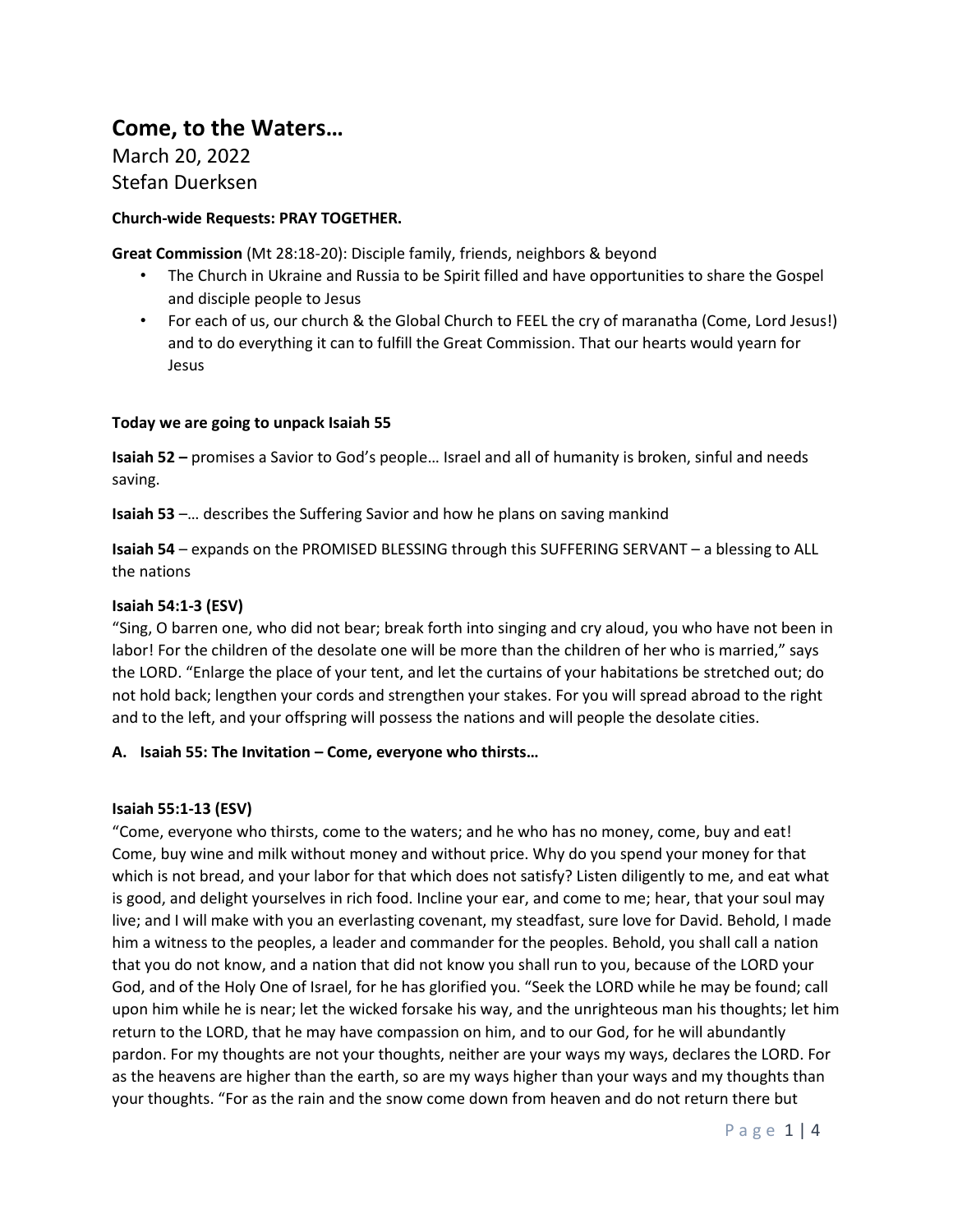# Come, to the Waters…

March 20, 2022
Stefan Duerksen

**Church-wide Requests: PRAY TOGETHER.**

**Great Commission** (Mt 28:18-20): Disciple family, friends, neighbors & beyond

- The Church in Ukraine and Russia to be Spirit filled and have opportunities to share the Gospel and disciple people to Jesus
- For each of us, our church & the Global Church to FEEL the cry of maranatha (Come, Lord Jesus!) and to do everything it can to fulfill the Great Commission. That our hearts would yearn for Jesus

**Today we are going to unpack Isaiah 55**

**Isaiah 52 –** promises a Savior to God's people… Israel and all of humanity is broken, sinful and needs saving.

**Isaiah 53** –… describes the Suffering Savior and how he plans on saving mankind

**Isaiah 54** – expands on the PROMISED BLESSING through this SUFFERING SERVANT – a blessing to ALL the nations

**Isaiah 54:1-3 (ESV)**
"Sing, O barren one, who did not bear; break forth into singing and cry aloud, you who have not been in labor! For the children of the desolate one will be more than the children of her who is married," says the LORD. "Enlarge the place of your tent, and let the curtains of your habitations be stretched out; do not hold back; lengthen your cords and strengthen your stakes. For you will spread abroad to the right and to the left, and your offspring will possess the nations and will people the desolate cities.

**A. Isaiah 55: The Invitation – Come, everyone who thirsts…**

**Isaiah 55:1-13 (ESV)**
"Come, everyone who thirsts, come to the waters; and he who has no money, come, buy and eat! Come, buy wine and milk without money and without price. Why do you spend your money for that which is not bread, and your labor for that which does not satisfy? Listen diligently to me, and eat what is good, and delight yourselves in rich food. Incline your ear, and come to me; hear, that your soul may live; and I will make with you an everlasting covenant, my steadfast, sure love for David. Behold, I made him a witness to the peoples, a leader and commander for the peoples. Behold, you shall call a nation that you do not know, and a nation that did not know you shall run to you, because of the LORD your God, and of the Holy One of Israel, for he has glorified you. "Seek the LORD while he may be found; call upon him while he is near; let the wicked forsake his way, and the unrighteous man his thoughts; let him return to the LORD, that he may have compassion on him, and to our God, for he will abundantly pardon. For my thoughts are not your thoughts, neither are your ways my ways, declares the LORD. For as the heavens are higher than the earth, so are my ways higher than your ways and my thoughts than your thoughts. "For as the rain and the snow come down from heaven and do not return there but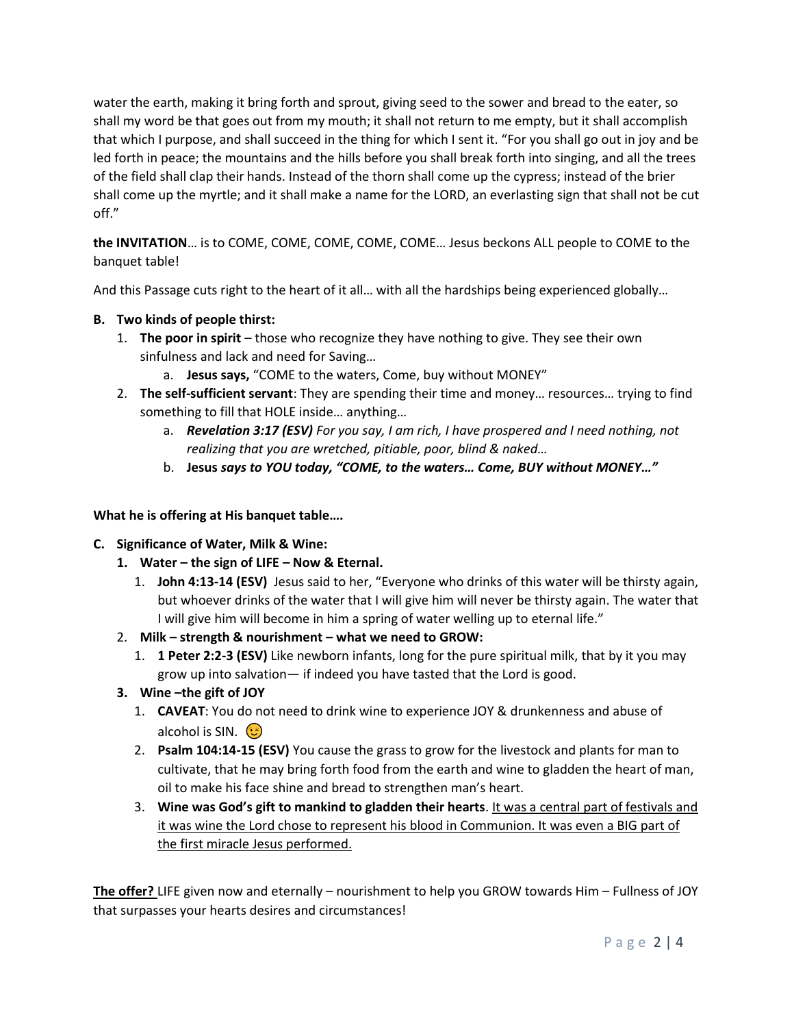water the earth, making it bring forth and sprout, giving seed to the sower and bread to the eater, so shall my word be that goes out from my mouth; it shall not return to me empty, but it shall accomplish that which I purpose, and shall succeed in the thing for which I sent it. "For you shall go out in joy and be led forth in peace; the mountains and the hills before you shall break forth into singing, and all the trees of the field shall clap their hands. Instead of the thorn shall come up the cypress; instead of the brier shall come up the myrtle; and it shall make a name for the LORD, an everlasting sign that shall not be cut off."

**the INVITATION**… is to COME, COME, COME, COME, COME… Jesus beckons ALL people to COME to the banquet table!

And this Passage cuts right to the heart of it all… with all the hardships being experienced globally…

**B. Two kinds of people thirst:**

1. **The poor in spirit** – those who recognize they have nothing to give. They see their own sinfulness and lack and need for Saving…
   a. **Jesus says,** "COME to the waters, Come, buy without MONEY"
2. **The self-sufficient servant**: They are spending their time and money… resources… trying to find something to fill that HOLE inside… anything…
   a. ***Revelation 3:17 (ESV)*** *For you say, I am rich, I have prospered and I need nothing, not realizing that you are wretched, pitiable, poor, blind & naked…*
   b. **Jesus *says to YOU today, "COME, to the waters… Come, BUY without MONEY…"***

**What he is offering at His banquet table….**

**C. Significance of Water, Milk & Wine:**

1. **Water – the sign of LIFE – Now & Eternal.**
   1. **John 4:13-14 (ESV)** Jesus said to her, "Everyone who drinks of this water will be thirsty again, but whoever drinks of the water that I will give him will never be thirsty again. The water that I will give him will become in him a spring of water welling up to eternal life."
2. **Milk – strength & nourishment – what we need to GROW:**
   1. **1 Peter 2:2-3 (ESV)** Like newborn infants, long for the pure spiritual milk, that by it you may grow up into salvation— if indeed you have tasted that the Lord is good.
3. **Wine –the gift of JOY**
   1. **CAVEAT**: You do not need to drink wine to experience JOY & drunkenness and abuse of alcohol is SIN. 😉
   2. **Psalm 104:14-15 (ESV)** You cause the grass to grow for the livestock and plants for man to cultivate, that he may bring forth food from the earth and wine to gladden the heart of man, oil to make his face shine and bread to strengthen man's heart.
   3. **Wine was God's gift to mankind to gladden their hearts**. <u>It was a central part of festivals and it was wine the Lord chose to represent his blood in Communion. It was even a BIG part of the first miracle Jesus performed.</u>

**<u>The offer?</u>** LIFE given now and eternally – nourishment to help you GROW towards Him – Fullness of JOY that surpasses your hearts desires and circumstances!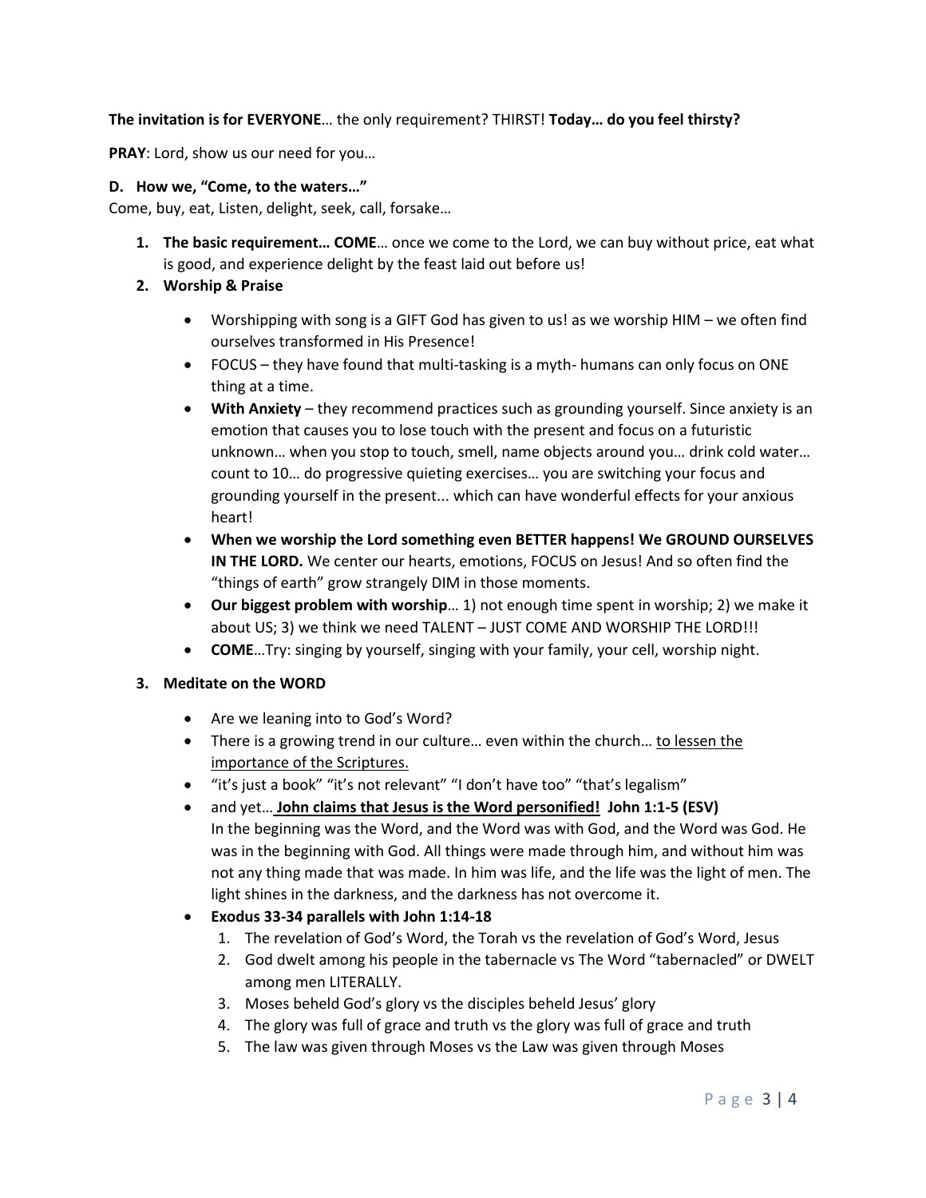**The invitation is for EVERYONE**… the only requirement? THIRST! **Today… do you feel thirsty?**

**PRAY**: Lord, show us our need for you…

**D. How we, "Come, to the waters…"**

Come, buy, eat, Listen, delight, seek, call, forsake…

1. **The basic requirement… COME**… once we come to the Lord, we can buy without price, eat what is good, and experience delight by the feast laid out before us!
2. **Worship & Praise**
   - Worshipping with song is a GIFT God has given to us! as we worship HIM – we often find ourselves transformed in His Presence!
   - FOCUS – they have found that multi-tasking is a myth- humans can only focus on ONE thing at a time.
   - **With Anxiety** – they recommend practices such as grounding yourself. Since anxiety is an emotion that causes you to lose touch with the present and focus on a futuristic unknown… when you stop to touch, smell, name objects around you… drink cold water… count to 10… do progressive quieting exercises… you are switching your focus and grounding yourself in the present... which can have wonderful effects for your anxious heart!
   - **When we worship the Lord something even BETTER happens! We GROUND OURSELVES IN THE LORD.** We center our hearts, emotions, FOCUS on Jesus! And so often find the "things of earth" grow strangely DIM in those moments.
   - **Our biggest problem with worship**… 1) not enough time spent in worship; 2) we make it about US; 3) we think we need TALENT – JUST COME AND WORSHIP THE LORD!!!
   - **COME**…Try: singing by yourself, singing with your family, your cell, worship night.
3. **Meditate on the WORD**
   - Are we leaning into to God's Word?
   - There is a growing trend in our culture… even within the church… <u>to lessen the importance of the Scriptures.</u>
   - "it's just a book" "it's not relevant" "I don't have too" "that's legalism"
   - and yet… **<u>John claims that Jesus is the Word personified!</u> John 1:1-5 (ESV)**
     In the beginning was the Word, and the Word was with God, and the Word was God. He was in the beginning with God. All things were made through him, and without him was not any thing made that was made. In him was life, and the life was the light of men. The light shines in the darkness, and the darkness has not overcome it.
   - **Exodus 33-34 parallels with John 1:14-18**
     1. The revelation of God's Word, the Torah vs the revelation of God's Word, Jesus
     2. God dwelt among his people in the tabernacle vs The Word "tabernacled" or DWELT among men LITERALLY.
     3. Moses beheld God's glory vs the disciples beheld Jesus' glory
     4. The glory was full of grace and truth vs the glory was full of grace and truth
     5. The law was given through Moses vs the Law was given through Moses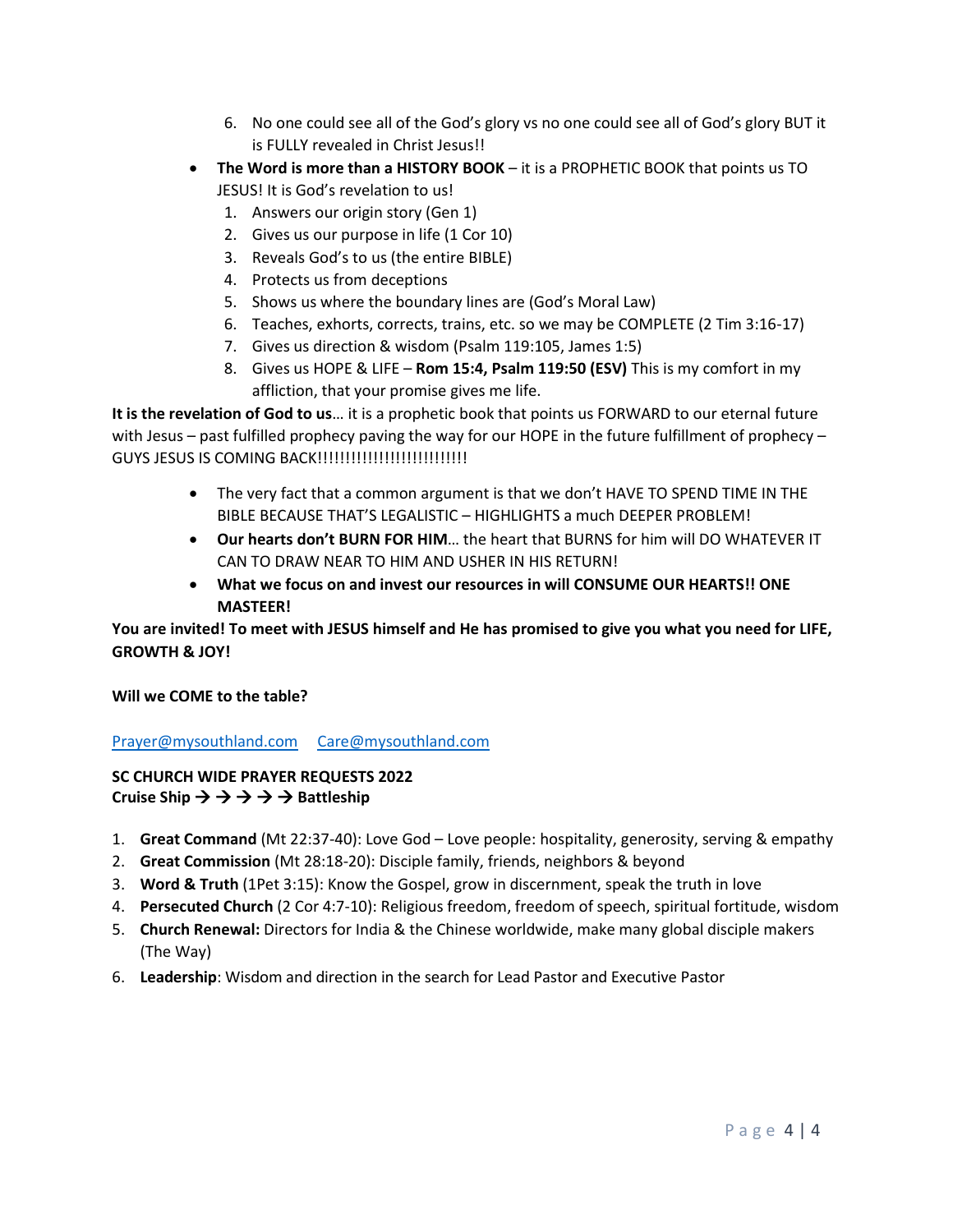6. No one could see all of the God's glory vs no one could see all of God's glory BUT it is FULLY revealed in Christ Jesus!!

- **The Word is more than a HISTORY BOOK** – it is a PROPHETIC BOOK that points us TO JESUS! It is God's revelation to us!
  1. Answers our origin story (Gen 1)
  2. Gives us our purpose in life (1 Cor 10)
  3. Reveals God's to us (the entire BIBLE)
  4. Protects us from deceptions
  5. Shows us where the boundary lines are (God's Moral Law)
  6. Teaches, exhorts, corrects, trains, etc. so we may be COMPLETE (2 Tim 3:16-17)
  7. Gives us direction & wisdom (Psalm 119:105, James 1:5)
  8. Gives us HOPE & LIFE – **Rom 15:4, Psalm 119:50 (ESV)** This is my comfort in my affliction, that your promise gives me life.

**It is the revelation of God to us**… it is a prophetic book that points us FORWARD to our eternal future with Jesus – past fulfilled prophecy paving the way for our HOPE in the future fulfillment of prophecy – GUYS JESUS IS COMING BACK!!!!!!!!!!!!!!!!!!!!!!!!!!

- The very fact that a common argument is that we don't HAVE TO SPEND TIME IN THE BIBLE BECAUSE THAT'S LEGALISTIC – HIGHLIGHTS a much DEEPER PROBLEM!
- **Our hearts don't BURN FOR HIM**… the heart that BURNS for him will DO WHATEVER IT CAN TO DRAW NEAR TO HIM AND USHER IN HIS RETURN!
- **What we focus on and invest our resources in will CONSUME OUR HEARTS!! ONE MASTEER!**

**You are invited! To meet with JESUS himself and He has promised to give you what you need for LIFE, GROWTH & JOY!**

**Will we COME to the table?**

Prayer@mysouthland.com    Care@mysouthland.com

**SC CHURCH WIDE PRAYER REQUESTS 2022**
**Cruise Ship → → → → → Battleship**

1. **Great Command** (Mt 22:37-40): Love God – Love people: hospitality, generosity, serving & empathy
2. **Great Commission** (Mt 28:18-20): Disciple family, friends, neighbors & beyond
3. **Word & Truth** (1Pet 3:15): Know the Gospel, grow in discernment, speak the truth in love
4. **Persecuted Church** (2 Cor 4:7-10): Religious freedom, freedom of speech, spiritual fortitude, wisdom
5. **Church Renewal:** Directors for India & the Chinese worldwide, make many global disciple makers (The Way)
6. **Leadership**: Wisdom and direction in the search for Lead Pastor and Executive Pastor